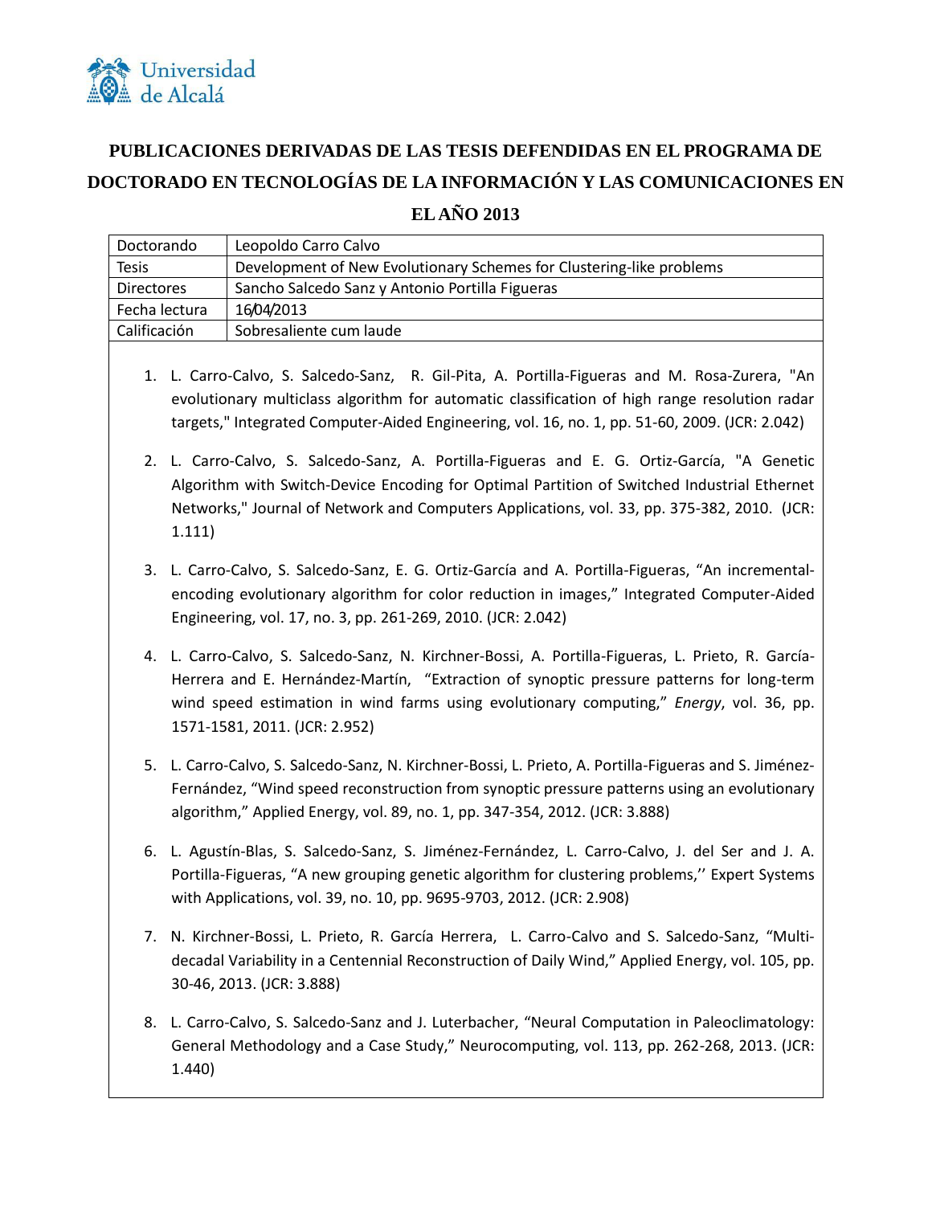Universidad de Alcalá

# PUBLICACIONES DERIVADAS DE LAS TESIS DEFENDIDAS EN EL PROGRAMA DE DOCTORADO EN TECNOLOGÍAS DE LA INFORMACIÓN Y LAS COMUNICACIONES EN EL AÑO 2013

| Doctorando | Leopoldo Carro Calvo |
|---|---|
| Tesis | Development of New Evolutionary Schemes for Clustering-like problems |
| Directores | Sancho Salcedo Sanz y Antonio Portilla Figueras |
| Fecha lectura | 16/04/2013 |
| Calificación | Sobresaliente cum laude |

1. L. Carro-Calvo, S. Salcedo-Sanz, R. Gil-Pita, A. Portilla-Figueras and M. Rosa-Zurera, "An evolutionary multiclass algorithm for automatic classification of high range resolution radar targets," Integrated Computer-Aided Engineering, vol. 16, no. 1, pp. 51-60, 2009. (JCR: 2.042)

2. L. Carro-Calvo, S. Salcedo-Sanz, A. Portilla-Figueras and E. G. Ortiz-García, "A Genetic Algorithm with Switch-Device Encoding for Optimal Partition of Switched Industrial Ethernet Networks," Journal of Network and Computers Applications, vol. 33, pp. 375-382, 2010. (JCR: 1.111)

3. L. Carro-Calvo, S. Salcedo-Sanz, E. G. Ortiz-García and A. Portilla-Figueras, "An incremental-encoding evolutionary algorithm for color reduction in images," Integrated Computer-Aided Engineering, vol. 17, no. 3, pp. 261-269, 2010. (JCR: 2.042)

4. L. Carro-Calvo, S. Salcedo-Sanz, N. Kirchner-Bossi, A. Portilla-Figueras, L. Prieto, R. García-Herrera and E. Hernández-Martín, "Extraction of synoptic pressure patterns for long-term wind speed estimation in wind farms using evolutionary computing," *Energy*, vol. 36, pp. 1571-1581, 2011. (JCR: 2.952)

5. L. Carro-Calvo, S. Salcedo-Sanz, N. Kirchner-Bossi, L. Prieto, A. Portilla-Figueras and S. Jiménez-Fernández, "Wind speed reconstruction from synoptic pressure patterns using an evolutionary algorithm," Applied Energy, vol. 89, no. 1, pp. 347-354, 2012. (JCR: 3.888)

6. L. Agustín-Blas, S. Salcedo-Sanz, S. Jiménez-Fernández, L. Carro-Calvo, J. del Ser and J. A. Portilla-Figueras, "A new grouping genetic algorithm for clustering problems,'' Expert Systems with Applications, vol. 39, no. 10, pp. 9695-9703, 2012. (JCR: 2.908)

7. N. Kirchner-Bossi, L. Prieto, R. García Herrera, L. Carro-Calvo and S. Salcedo-Sanz, "Multi-decadal Variability in a Centennial Reconstruction of Daily Wind," Applied Energy, vol. 105, pp. 30-46, 2013. (JCR: 3.888)

8. L. Carro-Calvo, S. Salcedo-Sanz and J. Luterbacher, "Neural Computation in Paleoclimatology: General Methodology and a Case Study," Neurocomputing, vol. 113, pp. 262-268, 2013. (JCR: 1.440)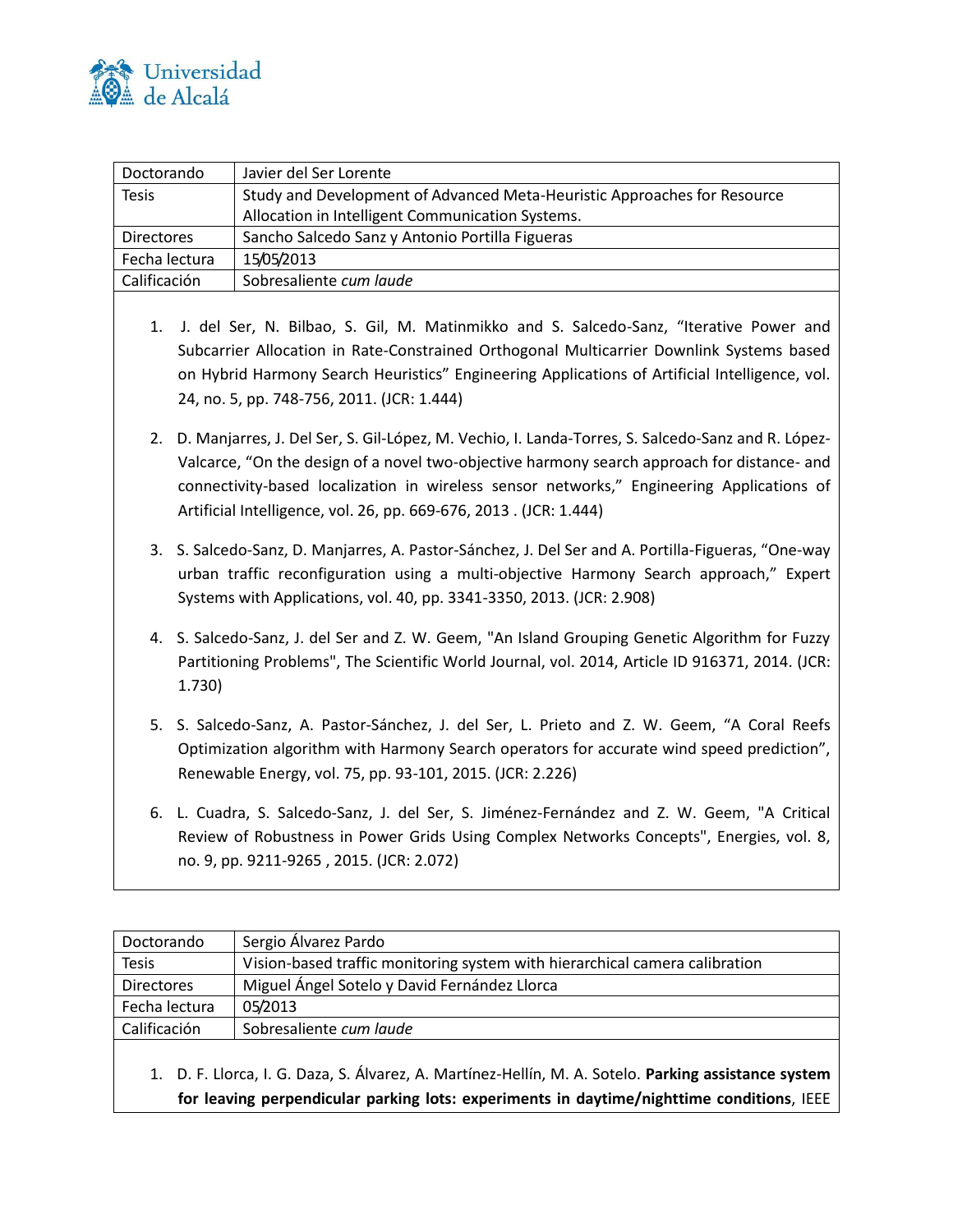| Doctorando | Javier del Ser Lorente |
|---|---|
| Tesis | Study and Development of Advanced Meta-Heuristic Approaches for Resource Allocation in Intelligent Communication Systems. |
| Directores | Sancho Salcedo Sanz y Antonio Portilla Figueras |
| Fecha lectura | 15/05/2013 |
| Calificación | Sobresaliente *cum laude* |

1. J. del Ser, N. Bilbao, S. Gil, M. Matinmikko and S. Salcedo-Sanz, “Iterative Power and Subcarrier Allocation in Rate-Constrained Orthogonal Multicarrier Downlink Systems based on Hybrid Harmony Search Heuristics” Engineering Applications of Artificial Intelligence, vol. 24, no. 5, pp. 748-756, 2011. (JCR: 1.444)

2. D. Manjarres, J. Del Ser, S. Gil-López, M. Vechio, I. Landa-Torres, S. Salcedo-Sanz and R. López-Valcarce, “On the design of a novel two-objective harmony search approach for distance- and connectivity-based localization in wireless sensor networks,” Engineering Applications of Artificial Intelligence, vol. 26, pp. 669-676, 2013 . (JCR: 1.444)

3. S. Salcedo-Sanz, D. Manjarres, A. Pastor-Sánchez, J. Del Ser and A. Portilla-Figueras, “One-way urban traffic reconfiguration using a multi-objective Harmony Search approach,” Expert Systems with Applications, vol. 40, pp. 3341-3350, 2013. (JCR: 2.908)

4. S. Salcedo-Sanz, J. del Ser and Z. W. Geem, "An Island Grouping Genetic Algorithm for Fuzzy Partitioning Problems", The Scientific World Journal, vol. 2014, Article ID 916371, 2014. (JCR: 1.730)

5. S. Salcedo-Sanz, A. Pastor-Sánchez, J. del Ser, L. Prieto and Z. W. Geem, “A Coral Reefs Optimization algorithm with Harmony Search operators for accurate wind speed prediction”, Renewable Energy, vol. 75, pp. 93-101, 2015. (JCR: 2.226)

6. L. Cuadra, S. Salcedo-Sanz, J. del Ser, S. Jiménez-Fernández and Z. W. Geem, "A Critical Review of Robustness in Power Grids Using Complex Networks Concepts", Energies, vol. 8, no. 9, pp. 9211-9265 , 2015. (JCR: 2.072)

| Doctorando | Sergio Álvarez Pardo |
|---|---|
| Tesis | Vision-based traffic monitoring system with hierarchical camera calibration |
| Directores | Miguel Ángel Sotelo y David Fernández Llorca |
| Fecha lectura | 05/2013 |
| Calificación | Sobresaliente *cum laude* |

1. D. F. Llorca, I. G. Daza, S. Álvarez, A. Martínez-Hellín, M. A. Sotelo. **Parking assistance system for leaving perpendicular parking lots: experiments in daytime/nighttime conditions**, IEEE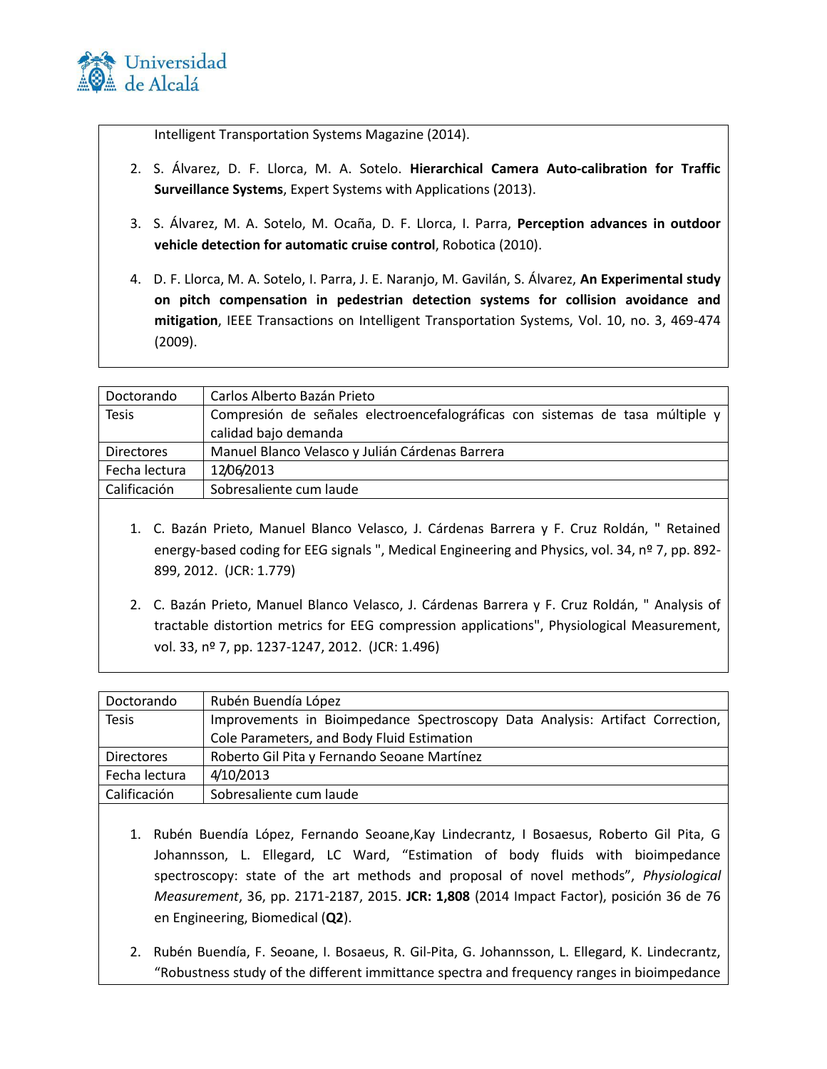Intelligent Transportation Systems Magazine (2014).

2. S. Álvarez, D. F. Llorca, M. A. Sotelo. **Hierarchical Camera Auto-calibration for Traffic Surveillance Systems**, Expert Systems with Applications (2013).

3. S. Álvarez, M. A. Sotelo, M. Ocaña, D. F. Llorca, I. Parra, **Perception advances in outdoor vehicle detection for automatic cruise control**, Robotica (2010).

4. D. F. Llorca, M. A. Sotelo, I. Parra, J. E. Naranjo, M. Gavilán, S. Álvarez, **An Experimental study on pitch compensation in pedestrian detection systems for collision avoidance and mitigation**, IEEE Transactions on Intelligent Transportation Systems, Vol. 10, no. 3, 469-474 (2009).

| Doctorando | Carlos Alberto Bazán Prieto |
|---|---|
| Tesis | Compresión de señales electroencefalográficas con sistemas de tasa múltiple y calidad bajo demanda |
| Directores | Manuel Blanco Velasco y Julián Cárdenas Barrera |
| Fecha lectura | 12/06/2013 |
| Calificación | Sobresaliente cum laude |

1. C. Bazán Prieto, Manuel Blanco Velasco, J. Cárdenas Barrera y F. Cruz Roldán, " Retained energy-based coding for EEG signals ", Medical Engineering and Physics, vol. 34, nº 7, pp. 892-899, 2012. (JCR: 1.779)

2. C. Bazán Prieto, Manuel Blanco Velasco, J. Cárdenas Barrera y F. Cruz Roldán, " Analysis of tractable distortion metrics for EEG compression applications", Physiological Measurement, vol. 33, nº 7, pp. 1237-1247, 2012. (JCR: 1.496)

| Doctorando | Rubén Buendía López |
|---|---|
| Tesis | Improvements in Bioimpedance Spectroscopy Data Analysis: Artifact Correction, Cole Parameters, and Body Fluid Estimation |
| Directores | Roberto Gil Pita y Fernando Seoane Martínez |
| Fecha lectura | 4/10/2013 |
| Calificación | Sobresaliente cum laude |

1. Rubén Buendía López, Fernando Seoane,Kay Lindecrantz, I Bosaesus, Roberto Gil Pita, G Johannsson, L. Ellegard, LC Ward, "Estimation of body fluids with bioimpedance spectroscopy: state of the art methods and proposal of novel methods", *Physiological Measurement*, 36, pp. 2171-2187, 2015. **JCR: 1,808** (2014 Impact Factor), posición 36 de 76 en Engineering, Biomedical (**Q2**).

2. Rubén Buendía, F. Seoane, I. Bosaeus, R. Gil-Pita, G. Johannsson, L. Ellegard, K. Lindecrantz, "Robustness study of the different immittance spectra and frequency ranges in bioimpedance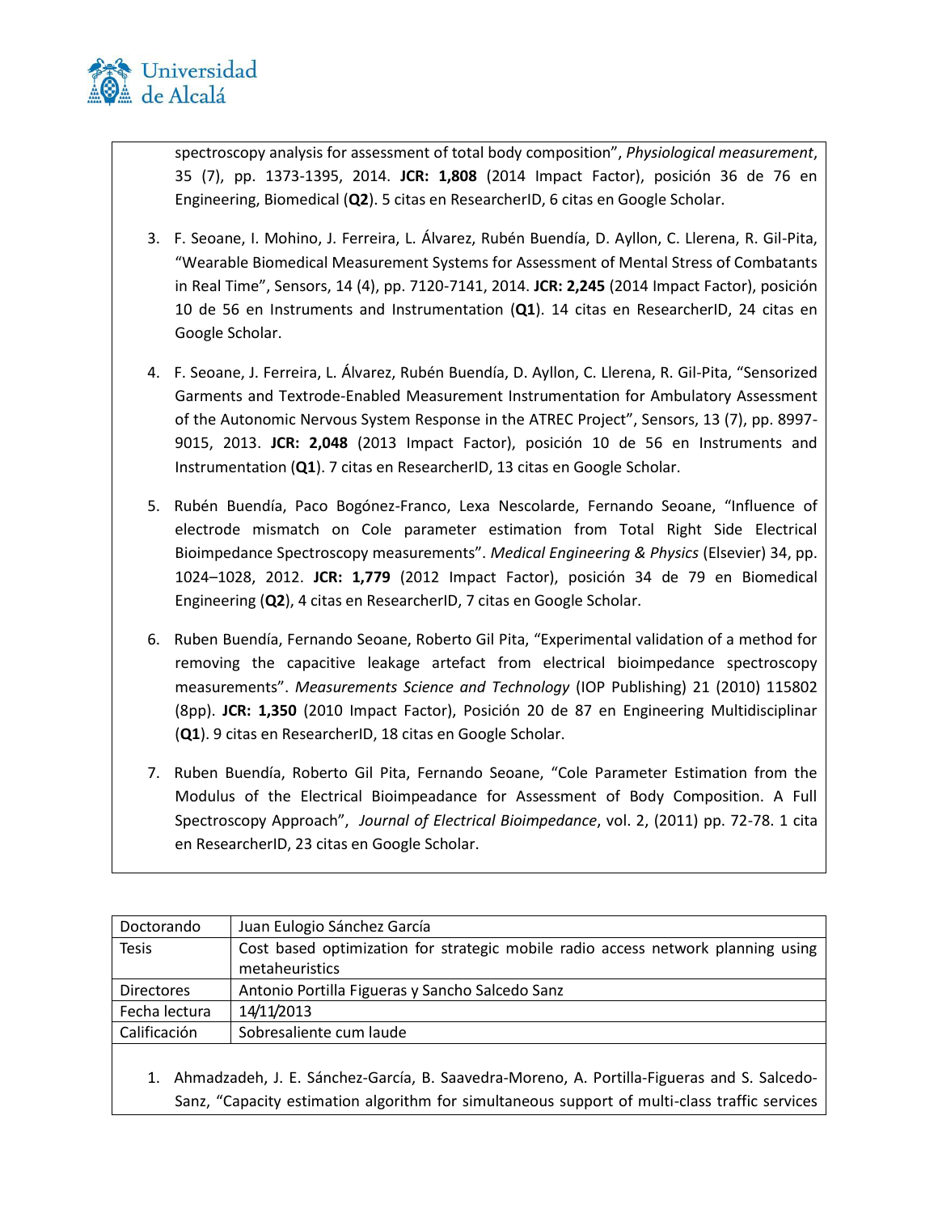spectroscopy analysis for assessment of total body composition", *Physiological measurement*, 35 (7), pp. 1373-1395, 2014. **JCR: 1,808** (2014 Impact Factor), posición 36 de 76 en Engineering, Biomedical (**Q2**). 5 citas en ResearcherID, 6 citas en Google Scholar.

3. F. Seoane, I. Mohino, J. Ferreira, L. Álvarez, Rubén Buendía, D. Ayllon, C. Llerena, R. Gil-Pita, "Wearable Biomedical Measurement Systems for Assessment of Mental Stress of Combatants in Real Time", Sensors, 14 (4), pp. 7120-7141, 2014. **JCR: 2,245** (2014 Impact Factor), posición 10 de 56 en Instruments and Instrumentation (**Q1**). 14 citas en ResearcherID, 24 citas en Google Scholar.

4. F. Seoane, J. Ferreira, L. Álvarez, Rubén Buendía, D. Ayllon, C. Llerena, R. Gil-Pita, "Sensorized Garments and Textrode-Enabled Measurement Instrumentation for Ambulatory Assessment of the Autonomic Nervous System Response in the ATREC Project", Sensors, 13 (7), pp. 8997-9015, 2013. **JCR: 2,048** (2013 Impact Factor), posición 10 de 56 en Instruments and Instrumentation (**Q1**). 7 citas en ResearcherID, 13 citas en Google Scholar.

5. Rubén Buendía, Paco Bogónez-Franco, Lexa Nescolarde, Fernando Seoane, "Influence of electrode mismatch on Cole parameter estimation from Total Right Side Electrical Bioimpedance Spectroscopy measurements". *Medical Engineering & Physics* (Elsevier) 34, pp. 1024–1028, 2012. **JCR: 1,779** (2012 Impact Factor), posición 34 de 79 en Biomedical Engineering (**Q2**), 4 citas en ResearcherID, 7 citas en Google Scholar.

6. Ruben Buendía, Fernando Seoane, Roberto Gil Pita, "Experimental validation of a method for removing the capacitive leakage artefact from electrical bioimpedance spectroscopy measurements". *Measurements Science and Technology* (IOP Publishing) 21 (2010) 115802 (8pp). **JCR: 1,350** (2010 Impact Factor), Posición 20 de 87 en Engineering Multidisciplinar (**Q1**). 9 citas en ResearcherID, 18 citas en Google Scholar.

7. Ruben Buendía, Roberto Gil Pita, Fernando Seoane, "Cole Parameter Estimation from the Modulus of the Electrical Bioimpeadance for Assessment of Body Composition. A Full Spectroscopy Approach", *Journal of Electrical Bioimpedance*, vol. 2, (2011) pp. 72-78. 1 cita en ResearcherID, 23 citas en Google Scholar.

| Doctorando | Juan Eulogio Sánchez García |
|---|---|
| Tesis | Cost based optimization for strategic mobile radio access network planning using metaheuristics |
| Directores | Antonio Portilla Figueras y Sancho Salcedo Sanz |
| Fecha lectura | 14/11/2013 |
| Calificación | Sobresaliente cum laude |

1. Ahmadzadeh, J. E. Sánchez-García, B. Saavedra-Moreno, A. Portilla-Figueras and S. Salcedo-Sanz, "Capacity estimation algorithm for simultaneous support of multi-class traffic services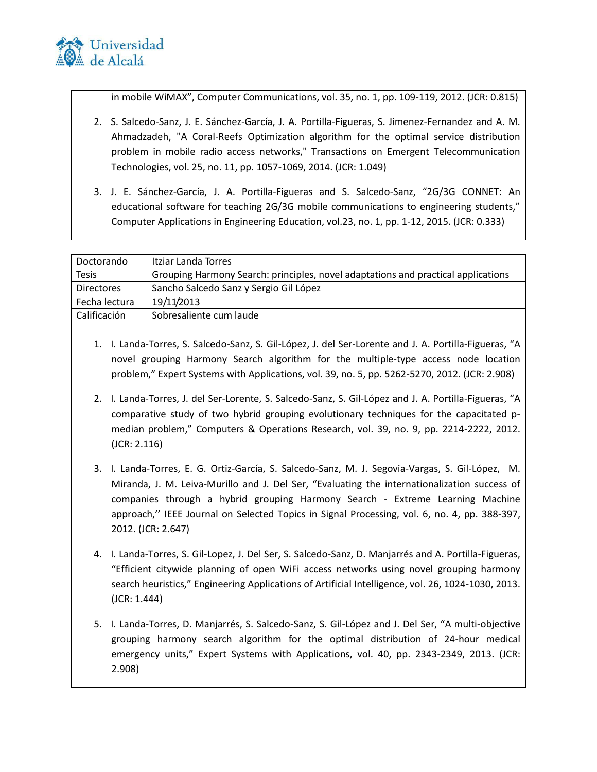in mobile WiMAX", Computer Communications, vol. 35, no. 1, pp. 109-119, 2012. (JCR: 0.815)

2. S. Salcedo-Sanz, J. E. Sánchez-García, J. A. Portilla-Figueras, S. Jimenez-Fernandez and A. M. Ahmadzadeh, "A Coral-Reefs Optimization algorithm for the optimal service distribution problem in mobile radio access networks," Transactions on Emergent Telecommunication Technologies, vol. 25, no. 11, pp. 1057-1069, 2014. (JCR: 1.049)

3. J. E. Sánchez-García, J. A. Portilla-Figueras and S. Salcedo-Sanz, "2G/3G CONNET: An educational software for teaching 2G/3G mobile communications to engineering students," Computer Applications in Engineering Education, vol.23, no. 1, pp. 1-12, 2015. (JCR: 0.333)

| Doctorando | Itziar Landa Torres |
|---|---|
| Tesis | Grouping Harmony Search: principles, novel adaptations and practical applications |
| Directores | Sancho Salcedo Sanz y Sergio Gil López |
| Fecha lectura | 19/11/2013 |
| Calificación | Sobresaliente cum laude |

1. I. Landa-Torres, S. Salcedo-Sanz, S. Gil-López, J. del Ser-Lorente and J. A. Portilla-Figueras, "A novel grouping Harmony Search algorithm for the multiple-type access node location problem," Expert Systems with Applications, vol. 39, no. 5, pp. 5262-5270, 2012. (JCR: 2.908)

2. I. Landa-Torres, J. del Ser-Lorente, S. Salcedo-Sanz, S. Gil-López and J. A. Portilla-Figueras, "A comparative study of two hybrid grouping evolutionary techniques for the capacitated p-median problem," Computers & Operations Research, vol. 39, no. 9, pp. 2214-2222, 2012. (JCR: 2.116)

3. I. Landa-Torres, E. G. Ortiz-García, S. Salcedo-Sanz, M. J. Segovia-Vargas, S. Gil-López, M. Miranda, J. M. Leiva-Murillo and J. Del Ser, "Evaluating the internationalization success of companies through a hybrid grouping Harmony Search - Extreme Learning Machine approach,'' IEEE Journal on Selected Topics in Signal Processing, vol. 6, no. 4, pp. 388-397, 2012. (JCR: 2.647)

4. I. Landa-Torres, S. Gil-Lopez, J. Del Ser, S. Salcedo-Sanz, D. Manjarrés and A. Portilla-Figueras, "Efficient citywide planning of open WiFi access networks using novel grouping harmony search heuristics," Engineering Applications of Artificial Intelligence, vol. 26, 1024-1030, 2013. (JCR: 1.444)

5. I. Landa-Torres, D. Manjarrés, S. Salcedo-Sanz, S. Gil-López and J. Del Ser, "A multi-objective grouping harmony search algorithm for the optimal distribution of 24-hour medical emergency units," Expert Systems with Applications, vol. 40, pp. 2343-2349, 2013. (JCR: 2.908)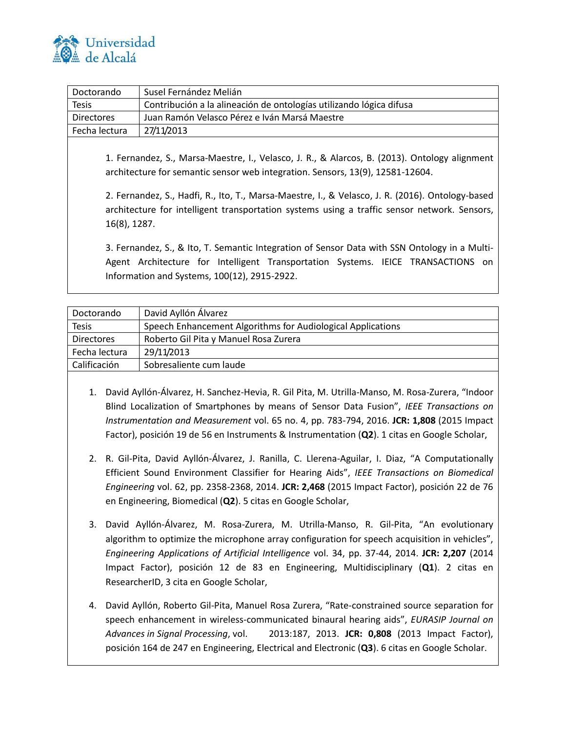| Doctorando | Susel Fernández Melián |
|---|---|
| Tesis | Contribución a la alineación de ontologías utilizando lógica difusa |
| Directores | Juan Ramón Velasco Pérez e Iván Marsá Maestre |
| Fecha lectura | 27/11/2013 |

1. Fernandez, S., Marsa-Maestre, I., Velasco, J. R., & Alarcos, B. (2013). Ontology alignment architecture for semantic sensor web integration. Sensors, 13(9), 12581-12604.

2. Fernandez, S., Hadfi, R., Ito, T., Marsa-Maestre, I., & Velasco, J. R. (2016). Ontology-based architecture for intelligent transportation systems using a traffic sensor network. Sensors, 16(8), 1287.

3. Fernandez, S., & Ito, T. Semantic Integration of Sensor Data with SSN Ontology in a Multi-Agent Architecture for Intelligent Transportation Systems. IEICE TRANSACTIONS on Information and Systems, 100(12), 2915-2922.

| Doctorando | David Ayllón Álvarez |
|---|---|
| Tesis | Speech Enhancement Algorithms for Audiological Applications |
| Directores | Roberto Gil Pita y Manuel Rosa Zurera |
| Fecha lectura | 29/11/2013 |
| Calificación | Sobresaliente cum laude |

1. David Ayllón-Álvarez, H. Sanchez-Hevia, R. Gil Pita, M. Utrilla-Manso, M. Rosa-Zurera, "Indoor Blind Localization of Smartphones by means of Sensor Data Fusion", *IEEE Transactions on Instrumentation and Measurement* vol. 65 no. 4, pp. 783-794, 2016. **JCR: 1,808** (2015 Impact Factor), posición 19 de 56 en Instruments & Instrumentation (**Q2**). 1 citas en Google Scholar,

2. R. Gil-Pita, David Ayllón-Álvarez, J. Ranilla, C. Llerena-Aguilar, I. Diaz, "A Computationally Efficient Sound Environment Classifier for Hearing Aids", *IEEE Transactions on Biomedical Engineering* vol. 62, pp. 2358-2368, 2014. **JCR: 2,468** (2015 Impact Factor), posición 22 de 76 en Engineering, Biomedical (**Q2**). 5 citas en Google Scholar,

3. David Ayllón-Álvarez, M. Rosa-Zurera, M. Utrilla-Manso, R. Gil-Pita, "An evolutionary algorithm to optimize the microphone array configuration for speech acquisition in vehicles", *Engineering Applications of Artificial Intelligence* vol. 34, pp. 37-44, 2014. **JCR: 2,207** (2014 Impact Factor), posición 12 de 83 en Engineering, Multidisciplinary (**Q1**). 2 citas en ResearcherID, 3 cita en Google Scholar,

4. David Ayllón, Roberto Gil-Pita, Manuel Rosa Zurera, "Rate-constrained source separation for speech enhancement in wireless-communicated binaural hearing aids", *EURASIP Journal on Advances in Signal Processing*, vol. 2013:187, 2013. **JCR: 0,808** (2013 Impact Factor), posición 164 de 247 en Engineering, Electrical and Electronic (**Q3**). 6 citas en Google Scholar.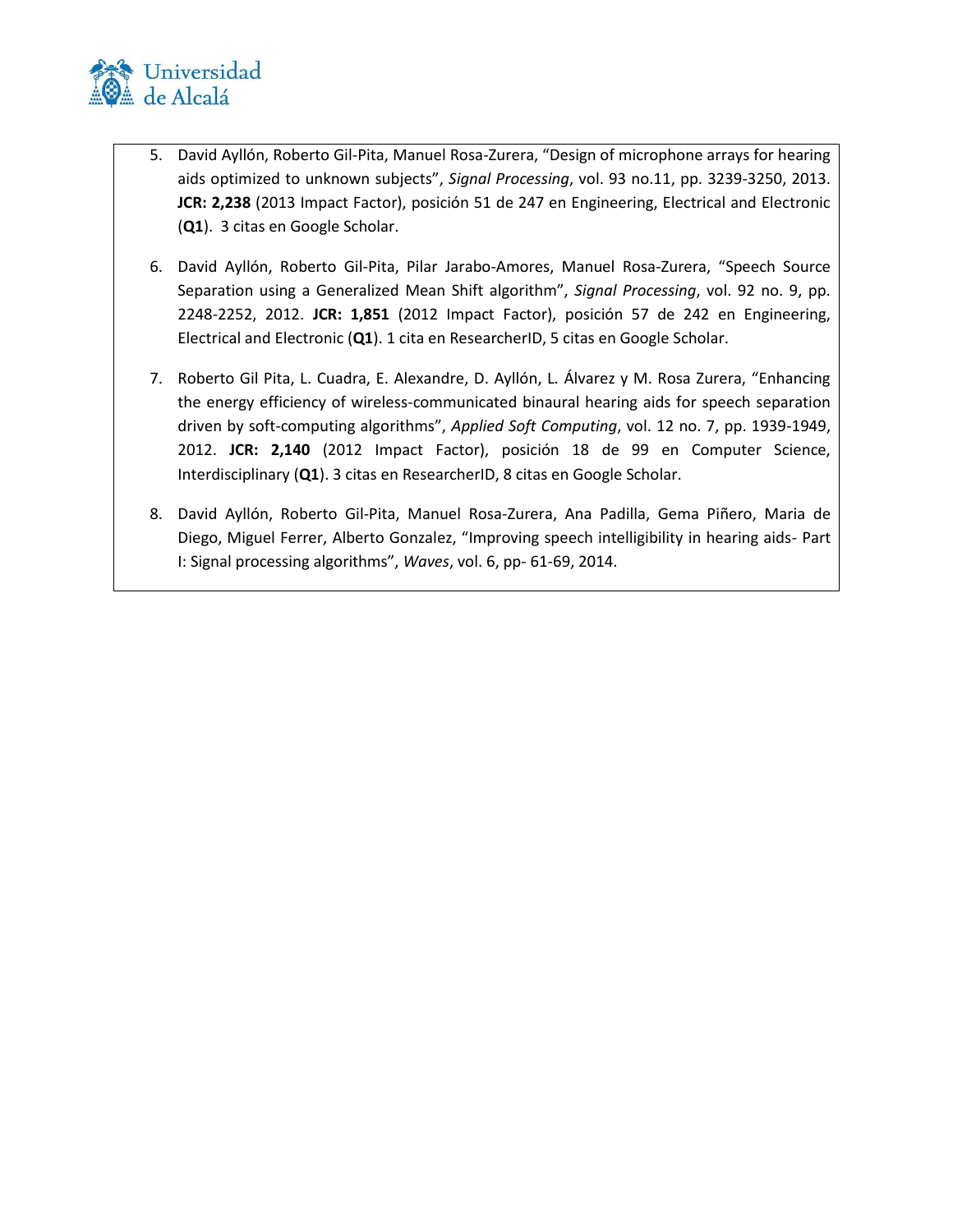5. David Ayllón, Roberto Gil-Pita, Manuel Rosa-Zurera, "Design of microphone arrays for hearing aids optimized to unknown subjects", *Signal Processing*, vol. 93 no.11, pp. 3239-3250, 2013. **JCR: 2,238** (2013 Impact Factor), posición 51 de 247 en Engineering, Electrical and Electronic (**Q1**). 3 citas en Google Scholar.

6. David Ayllón, Roberto Gil-Pita, Pilar Jarabo-Amores, Manuel Rosa-Zurera, "Speech Source Separation using a Generalized Mean Shift algorithm", *Signal Processing*, vol. 92 no. 9, pp. 2248-2252, 2012. **JCR: 1,851** (2012 Impact Factor), posición 57 de 242 en Engineering, Electrical and Electronic (**Q1**). 1 cita en ResearcherID, 5 citas en Google Scholar.

7. Roberto Gil Pita, L. Cuadra, E. Alexandre, D. Ayllón, L. Álvarez y M. Rosa Zurera, "Enhancing the energy efficiency of wireless-communicated binaural hearing aids for speech separation driven by soft-computing algorithms", *Applied Soft Computing*, vol. 12 no. 7, pp. 1939-1949, 2012. **JCR: 2,140** (2012 Impact Factor), posición 18 de 99 en Computer Science, Interdisciplinary (**Q1**). 3 citas en ResearcherID, 8 citas en Google Scholar.

8. David Ayllón, Roberto Gil-Pita, Manuel Rosa-Zurera, Ana Padilla, Gema Piñero, Maria de Diego, Miguel Ferrer, Alberto Gonzalez, "Improving speech intelligibility in hearing aids- Part I: Signal processing algorithms", *Waves*, vol. 6, pp- 61-69, 2014.